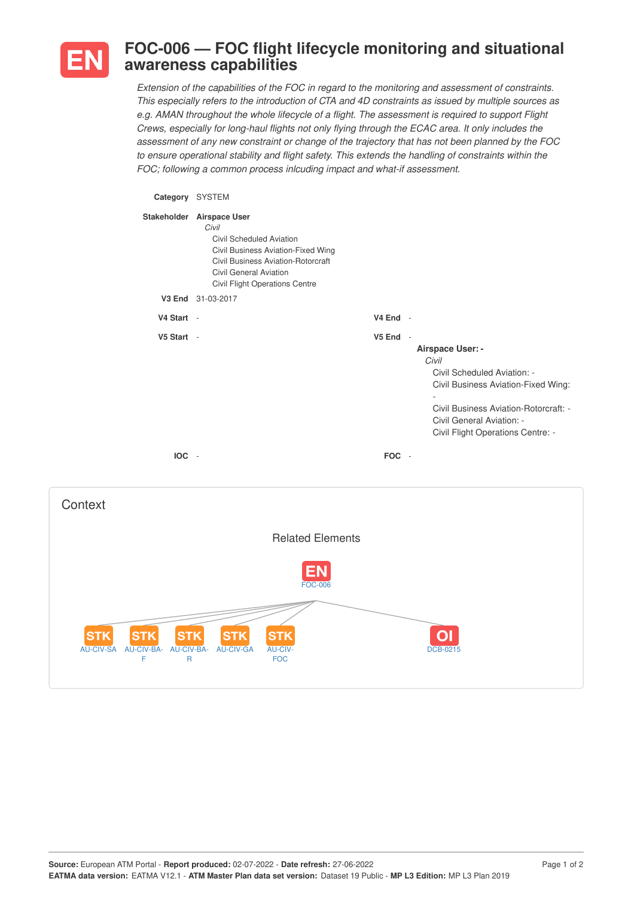# EN FOC-006 — FOC flight lifecycle monitoring and situational awareness capabilities

*Extension of the capabilities of the FOC in regard to the monitoring and assessment of constraints. This especially refers to the introduction of CTA and 4D constraints as issued by multiple sources as e.g. AMAN throughout the whole lifecycle of a flight. The assessment is required to support Flight Crews, especially for long-haul flights not only flying through the ECAC area. It only includes the assessment of any new constraint or change of the trajectory that has not been planned by the FOC to ensure operational stability and flight safety. This extends the handling of constraints within the FOC; following a common process inlcuding impact and what-if assessment.*

**Category** SYSTEM

**Stakeholder** **Airspace User**

- *Civil*
  - Civil Scheduled Aviation
  - Civil Business Aviation-Fixed Wing
  - Civil Business Aviation-Rotorcraft
  - Civil General Aviation
  - Civil Flight Operations Centre

**V3 End** 31-03-2017

**V4 Start** -

**V4 End** -

**V5 Start** -

**V5 End** -

**Airspace User: -**

- *Civil*
  - Civil Scheduled Aviation: -
  - Civil Business Aviation-Fixed Wing: -
  - Civil Business Aviation-Rotorcraft: -
  - Civil General Aviation: -
  - Civil Flight Operations Centre: -

**IOC** -

**FOC** -

## Context

### Related Elements

EN FOC-006

- STK AU-CIV-SA
- STK AU-CIV-BA-F
- STK AU-CIV-BA-R
- STK AU-CIV-GA
- STK AU-CIV-FOC
- OI DCB-0215

**Source:** European ATM Portal - **Report produced:** 02-07-2022 - **Date refresh:** 27-06-2022
**EATMA data version:** EATMA V12.1 - **ATM Master Plan data set version:** Dataset 19 Public - **MP L3 Edition:** MP L3 Plan 2019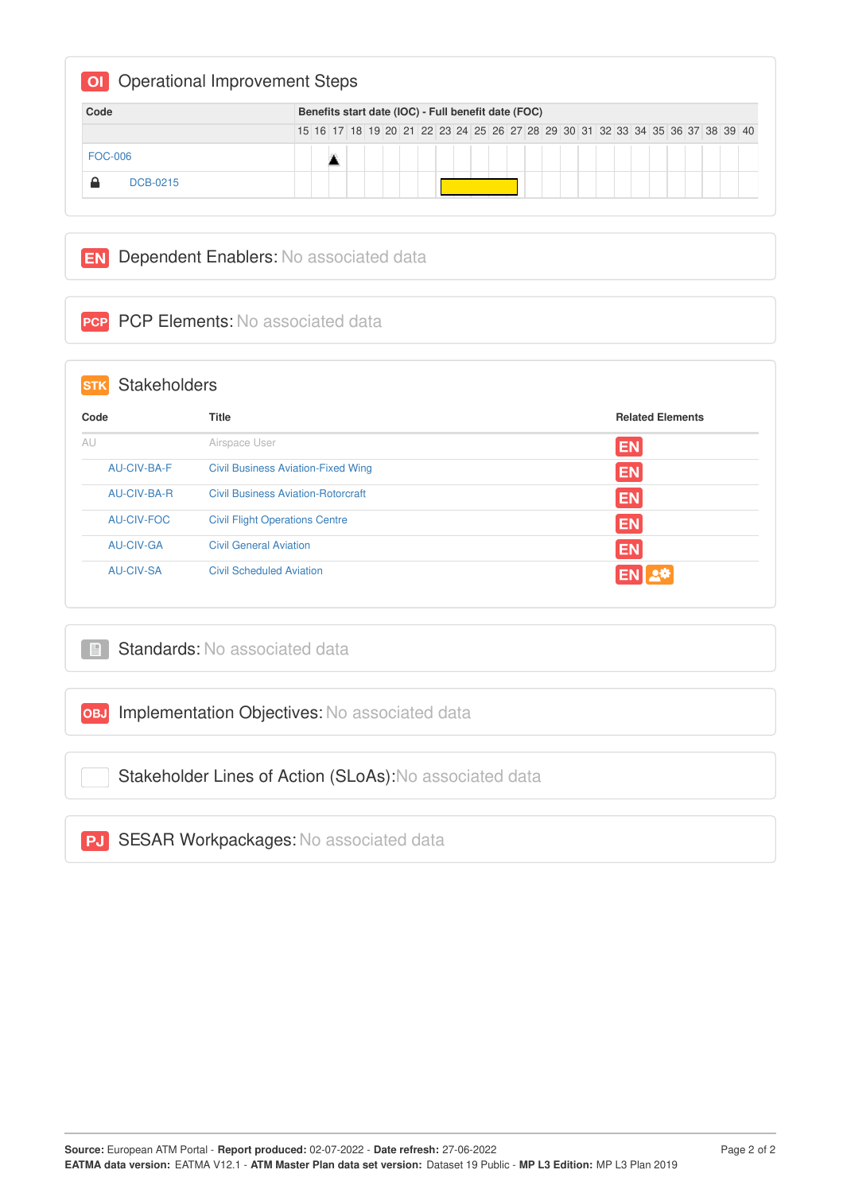## OI Operational Improvement Steps

| Code | Benefits start date (IOC) - Full benefit date (FOC) |
|---|---|
| | 15 16 17 18 19 20 21 22 23 24 25 26 27 28 29 30 31 32 33 34 35 36 37 38 39 40 |
| FOC-006 | |
| DCB-0215 | |

## EN Dependent Enablers: No associated data

## PCP PCP Elements: No associated data

## STK Stakeholders

| Code | Title | Related Elements |
|---|---|---|
| AU | Airspace User | EN |
| AU-CIV-BA-F | Civil Business Aviation-Fixed Wing | EN |
| AU-CIV-BA-R | Civil Business Aviation-Rotorcraft | EN |
| AU-CIV-FOC | Civil Flight Operations Centre | EN |
| AU-CIV-GA | Civil General Aviation | EN |
| AU-CIV-SA | Civil Scheduled Aviation | EN |

## Standards: No associated data

## OBJ Implementation Objectives: No associated data

## Stakeholder Lines of Action (SLoAs): No associated data

## PJ SESAR Workpackages: No associated data

**Source:** European ATM Portal - **Report produced:** 02-07-2022 - **Date refresh:** 27-06-2022
**EATMA data version:** EATMA V12.1 - **ATM Master Plan data set version:** Dataset 19 Public - **MP L3 Edition:** MP L3 Plan 2019